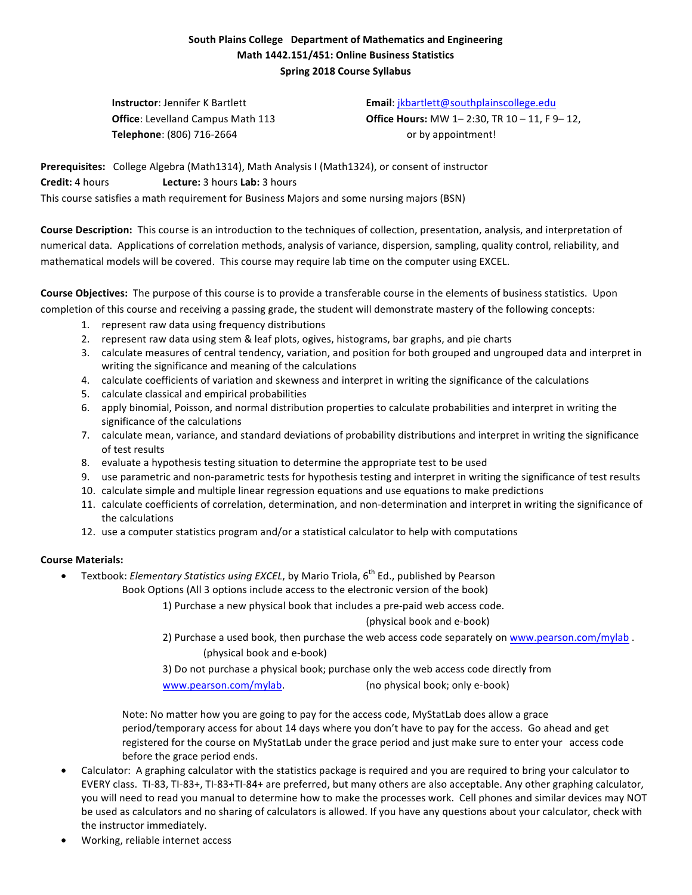**South Plains College Department of Mathematics and Engineering**
**Math 1442.151/451: Online Business Statistics**
**Spring 2018 Course Syllabus**

**Instructor**: Jennifer K Bartlett
**Office**: Levelland Campus Math 113
**Telephone**: (806) 716-2664

**Email**: jkbartlett@southplainscollege.edu
**Office Hours:** MW 1– 2:30, TR 10 – 11, F 9– 12, or by appointment!

**Prerequisites:** College Algebra (Math1314), Math Analysis I (Math1324), or consent of instructor
**Credit:** 4 hours **Lecture:** 3 hours **Lab:** 3 hours
This course satisfies a math requirement for Business Majors and some nursing majors (BSN)

**Course Description:** This course is an introduction to the techniques of collection, presentation, analysis, and interpretation of numerical data. Applications of correlation methods, analysis of variance, dispersion, sampling, quality control, reliability, and mathematical models will be covered. This course may require lab time on the computer using EXCEL.

**Course Objectives:** The purpose of this course is to provide a transferable course in the elements of business statistics. Upon completion of this course and receiving a passing grade, the student will demonstrate mastery of the following concepts:

1. represent raw data using frequency distributions
2. represent raw data using stem & leaf plots, ogives, histograms, bar graphs, and pie charts
3. calculate measures of central tendency, variation, and position for both grouped and ungrouped data and interpret in writing the significance and meaning of the calculations
4. calculate coefficients of variation and skewness and interpret in writing the significance of the calculations
5. calculate classical and empirical probabilities
6. apply binomial, Poisson, and normal distribution properties to calculate probabilities and interpret in writing the significance of the calculations
7. calculate mean, variance, and standard deviations of probability distributions and interpret in writing the significance of test results
8. evaluate a hypothesis testing situation to determine the appropriate test to be used
9. use parametric and non-parametric tests for hypothesis testing and interpret in writing the significance of test results
10. calculate simple and multiple linear regression equations and use equations to make predictions
11. calculate coefficients of correlation, determination, and non-determination and interpret in writing the significance of the calculations
12. use a computer statistics program and/or a statistical calculator to help with computations

**Course Materials:**

- Textbook: *Elementary Statistics using EXCEL*, by Mario Triola, 6th Ed., published by Pearson
  Book Options (All 3 options include access to the electronic version of the book)
  1) Purchase a new physical book that includes a pre-paid web access code. (physical book and e-book)
  2) Purchase a used book, then purchase the web access code separately on www.pearson.com/mylab . (physical book and e-book)
  3) Do not purchase a physical book; purchase only the web access code directly from www.pearson.com/mylab. (no physical book; only e-book)

  Note: No matter how you are going to pay for the access code, MyStatLab does allow a grace period/temporary access for about 14 days where you don't have to pay for the access. Go ahead and get registered for the course on MyStatLab under the grace period and just make sure to enter your access code before the grace period ends.
- Calculator: A graphing calculator with the statistics package is required and you are required to bring your calculator to EVERY class. TI-83, TI-83+, TI-83+TI-84+ are preferred, but many others are also acceptable. Any other graphing calculator, you will need to read you manual to determine how to make the processes work. Cell phones and similar devices may NOT be used as calculators and no sharing of calculators is allowed. If you have any questions about your calculator, check with the instructor immediately.
- Working, reliable internet access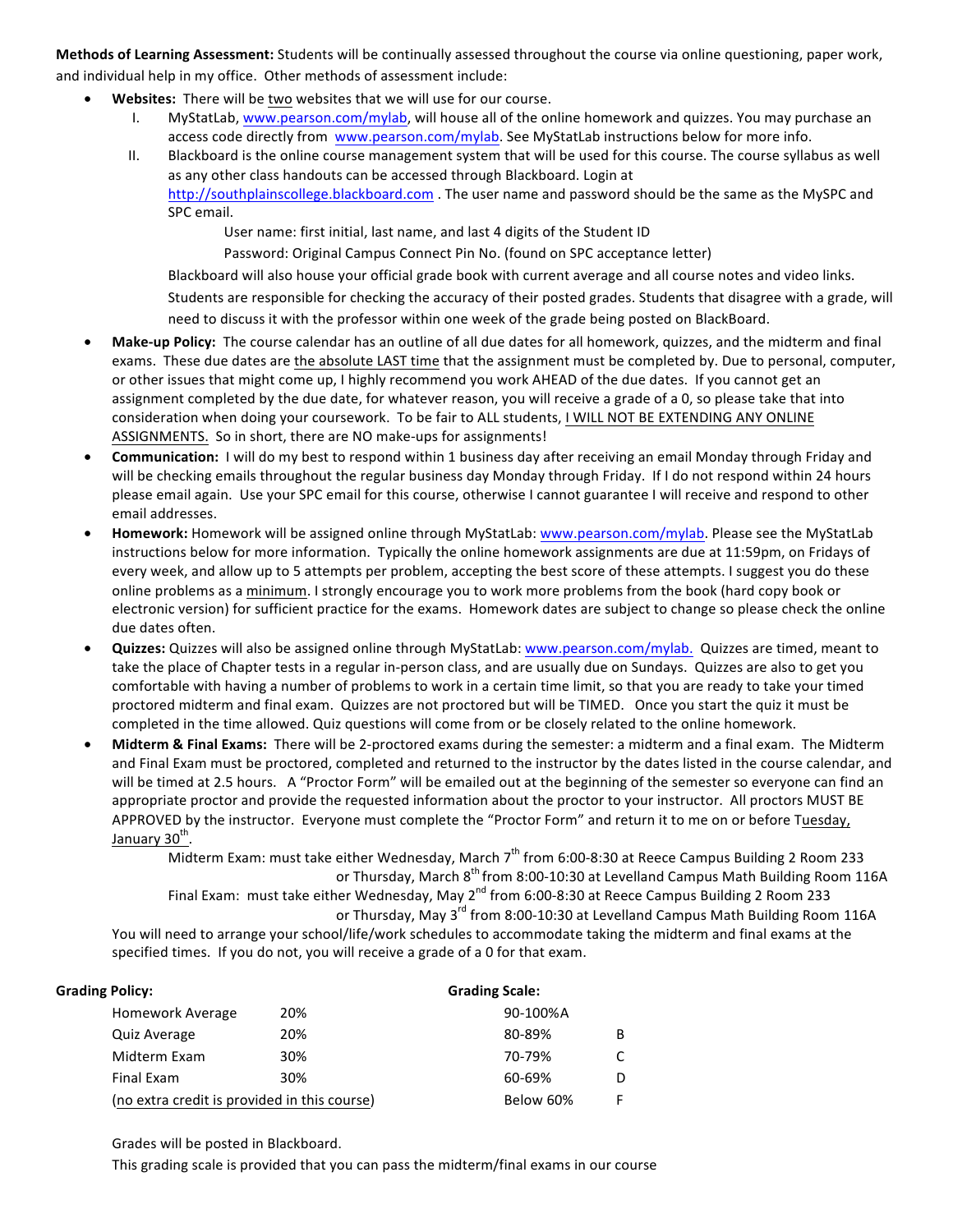**Methods of Learning Assessment:** Students will be continually assessed throughout the course via online questioning, paper work, and individual help in my office. Other methods of assessment include:

- **Websites:** There will be two websites that we will use for our course.
  - I. MyStatLab, www.pearson.com/mylab, will house all of the online homework and quizzes. You may purchase an access code directly from www.pearson.com/mylab. See MyStatLab instructions below for more info.
  - II. Blackboard is the online course management system that will be used for this course. The course syllabus as well as any other class handouts can be accessed through Blackboard. Login at http://southplainscollege.blackboard.com . The user name and password should be the same as the MySPC and SPC email.

    User name: first initial, last name, and last 4 digits of the Student ID

    Password: Original Campus Connect Pin No. (found on SPC acceptance letter)

    Blackboard will also house your official grade book with current average and all course notes and video links. Students are responsible for checking the accuracy of their posted grades. Students that disagree with a grade, will need to discuss it with the professor within one week of the grade being posted on BlackBoard.
- **Make-up Policy:** The course calendar has an outline of all due dates for all homework, quizzes, and the midterm and final exams. These due dates are the absolute LAST time that the assignment must be completed by. Due to personal, computer, or other issues that might come up, I highly recommend you work AHEAD of the due dates. If you cannot get an assignment completed by the due date, for whatever reason, you will receive a grade of a 0, so please take that into consideration when doing your coursework. To be fair to ALL students, I WILL NOT BE EXTENDING ANY ONLINE ASSIGNMENTS. So in short, there are NO make-ups for assignments!
- **Communication:** I will do my best to respond within 1 business day after receiving an email Monday through Friday and will be checking emails throughout the regular business day Monday through Friday. If I do not respond within 24 hours please email again. Use your SPC email for this course, otherwise I cannot guarantee I will receive and respond to other email addresses.
- **Homework:** Homework will be assigned online through MyStatLab: www.pearson.com/mylab. Please see the MyStatLab instructions below for more information. Typically the online homework assignments are due at 11:59pm, on Fridays of every week, and allow up to 5 attempts per problem, accepting the best score of these attempts. I suggest you do these online problems as a minimum. I strongly encourage you to work more problems from the book (hard copy book or electronic version) for sufficient practice for the exams. Homework dates are subject to change so please check the online due dates often.
- **Quizzes:** Quizzes will also be assigned online through MyStatLab: www.pearson.com/mylab. Quizzes are timed, meant to take the place of Chapter tests in a regular in-person class, and are usually due on Sundays. Quizzes are also to get you comfortable with having a number of problems to work in a certain time limit, so that you are ready to take your timed proctored midterm and final exam. Quizzes are not proctored but will be TIMED. Once you start the quiz it must be completed in the time allowed. Quiz questions will come from or be closely related to the online homework.
- **Midterm & Final Exams:** There will be 2-proctored exams during the semester: a midterm and a final exam. The Midterm and Final Exam must be proctored, completed and returned to the instructor by the dates listed in the course calendar, and will be timed at 2.5 hours. A "Proctor Form" will be emailed out at the beginning of the semester so everyone can find an appropriate proctor and provide the requested information about the proctor to your instructor. All proctors MUST BE APPROVED by the instructor. Everyone must complete the "Proctor Form" and return it to me on or before Tuesday, January 30th.

  Midterm Exam: must take either Wednesday, March 7th from 6:00-8:30 at Reece Campus Building 2 Room 233
  or Thursday, March 8th from 8:00-10:30 at Levelland Campus Math Building Room 116A

  Final Exam: must take either Wednesday, May 2nd from 6:00-8:30 at Reece Campus Building 2 Room 233
  or Thursday, May 3rd from 8:00-10:30 at Levelland Campus Math Building Room 116A

  You will need to arrange your school/life/work schedules to accommodate taking the midterm and final exams at the specified times. If you do not, you will receive a grade of a 0 for that exam.

**Grading Policy:**

| | |
|---|---|
| Homework Average | 20% |
| Quiz Average | 20% |
| Midterm Exam | 30% |
| Final Exam | 30% |

(no extra credit is provided in this course)

**Grading Scale:**

| | |
|---|---|
| 90-100% | A |
| 80-89% | B |
| 70-79% | C |
| 60-69% | D |
| Below 60% | F |

Grades will be posted in Blackboard.

This grading scale is provided that you can pass the midterm/final exams in our course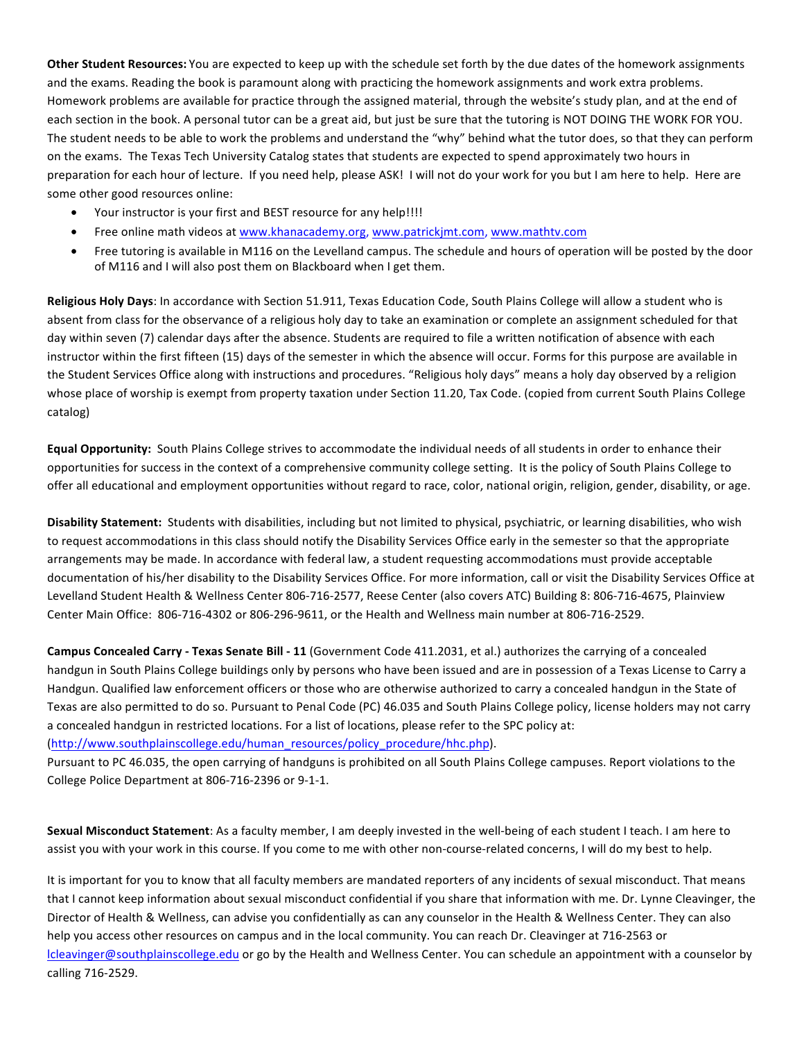**Other Student Resources:** You are expected to keep up with the schedule set forth by the due dates of the homework assignments and the exams. Reading the book is paramount along with practicing the homework assignments and work extra problems. Homework problems are available for practice through the assigned material, through the website's study plan, and at the end of each section in the book. A personal tutor can be a great aid, but just be sure that the tutoring is NOT DOING THE WORK FOR YOU. The student needs to be able to work the problems and understand the "why" behind what the tutor does, so that they can perform on the exams. The Texas Tech University Catalog states that students are expected to spend approximately two hours in preparation for each hour of lecture. If you need help, please ASK! I will not do your work for you but I am here to help. Here are some other good resources online:

- Your instructor is your first and BEST resource for any help!!!!
- Free online math videos at www.khanacademy.org, www.patrickjmt.com, www.mathtv.com
- Free tutoring is available in M116 on the Levelland campus. The schedule and hours of operation will be posted by the door of M116 and I will also post them on Blackboard when I get them.

**Religious Holy Days**: In accordance with Section 51.911, Texas Education Code, South Plains College will allow a student who is absent from class for the observance of a religious holy day to take an examination or complete an assignment scheduled for that day within seven (7) calendar days after the absence. Students are required to file a written notification of absence with each instructor within the first fifteen (15) days of the semester in which the absence will occur. Forms for this purpose are available in the Student Services Office along with instructions and procedures. "Religious holy days" means a holy day observed by a religion whose place of worship is exempt from property taxation under Section 11.20, Tax Code. (copied from current South Plains College catalog)

**Equal Opportunity:** South Plains College strives to accommodate the individual needs of all students in order to enhance their opportunities for success in the context of a comprehensive community college setting. It is the policy of South Plains College to offer all educational and employment opportunities without regard to race, color, national origin, religion, gender, disability, or age.

**Disability Statement:** Students with disabilities, including but not limited to physical, psychiatric, or learning disabilities, who wish to request accommodations in this class should notify the Disability Services Office early in the semester so that the appropriate arrangements may be made. In accordance with federal law, a student requesting accommodations must provide acceptable documentation of his/her disability to the Disability Services Office. For more information, call or visit the Disability Services Office at Levelland Student Health & Wellness Center 806-716-2577, Reese Center (also covers ATC) Building 8: 806-716-4675, Plainview Center Main Office: 806-716-4302 or 806-296-9611, or the Health and Wellness main number at 806-716-2529.

**Campus Concealed Carry - Texas Senate Bill - 11** (Government Code 411.2031, et al.) authorizes the carrying of a concealed handgun in South Plains College buildings only by persons who have been issued and are in possession of a Texas License to Carry a Handgun. Qualified law enforcement officers or those who are otherwise authorized to carry a concealed handgun in the State of Texas are also permitted to do so. Pursuant to Penal Code (PC) 46.035 and South Plains College policy, license holders may not carry a concealed handgun in restricted locations. For a list of locations, please refer to the SPC policy at: (http://www.southplainscollege.edu/human_resources/policy_procedure/hhc.php).
Pursuant to PC 46.035, the open carrying of handguns is prohibited on all South Plains College campuses. Report violations to the College Police Department at 806-716-2396 or 9-1-1.

**Sexual Misconduct Statement**: As a faculty member, I am deeply invested in the well-being of each student I teach. I am here to assist you with your work in this course. If you come to me with other non-course-related concerns, I will do my best to help.

It is important for you to know that all faculty members are mandated reporters of any incidents of sexual misconduct. That means that I cannot keep information about sexual misconduct confidential if you share that information with me. Dr. Lynne Cleavinger, the Director of Health & Wellness, can advise you confidentially as can any counselor in the Health & Wellness Center. They can also help you access other resources on campus and in the local community. You can reach Dr. Cleavinger at 716-2563 or lcleavinger@southplainscollege.edu or go by the Health and Wellness Center. You can schedule an appointment with a counselor by calling 716-2529.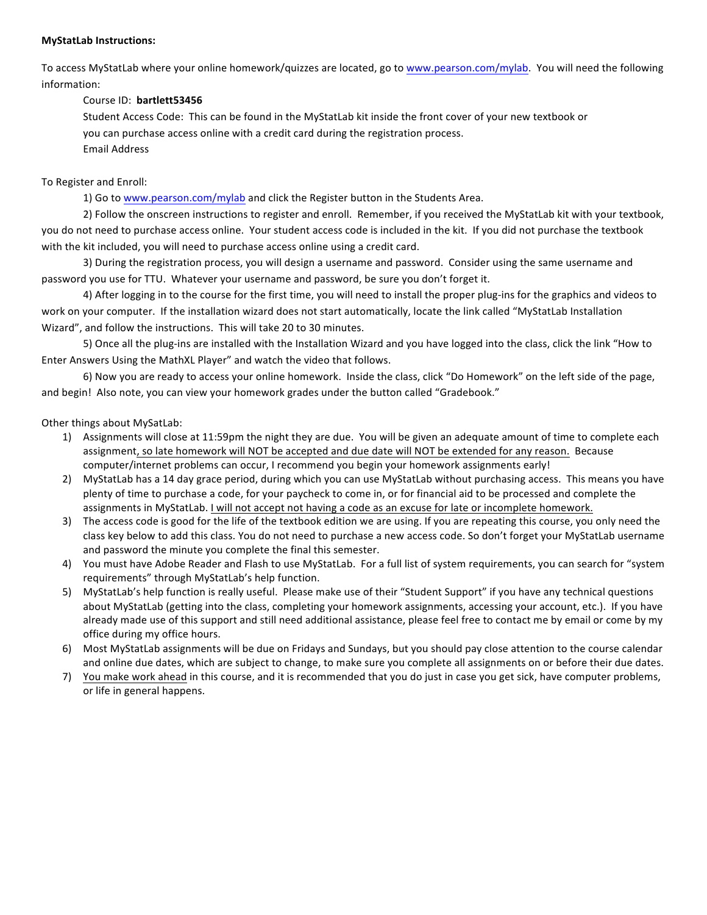**MyStatLab Instructions:**

To access MyStatLab where your online homework/quizzes are located, go to www.pearson.com/mylab. You will need the following information:

Course ID: **bartlett53456**

Student Access Code: This can be found in the MyStatLab kit inside the front cover of your new textbook or you can purchase access online with a credit card during the registration process.

Email Address

To Register and Enroll:

1) Go to www.pearson.com/mylab and click the Register button in the Students Area.

2) Follow the onscreen instructions to register and enroll. Remember, if you received the MyStatLab kit with your textbook, you do not need to purchase access online. Your student access code is included in the kit. If you did not purchase the textbook with the kit included, you will need to purchase access online using a credit card.

3) During the registration process, you will design a username and password. Consider using the same username and password you use for TTU. Whatever your username and password, be sure you don't forget it.

4) After logging in to the course for the first time, you will need to install the proper plug-ins for the graphics and videos to work on your computer. If the installation wizard does not start automatically, locate the link called "MyStatLab Installation Wizard", and follow the instructions. This will take 20 to 30 minutes.

5) Once all the plug-ins are installed with the Installation Wizard and you have logged into the class, click the link "How to Enter Answers Using the MathXL Player" and watch the video that follows.

6) Now you are ready to access your online homework. Inside the class, click "Do Homework" on the left side of the page, and begin! Also note, you can view your homework grades under the button called "Gradebook."

Other things about MySatLab:

1) Assignments will close at 11:59pm the night they are due. You will be given an adequate amount of time to complete each assignment, so late homework will NOT be accepted and due date will NOT be extended for any reason. Because computer/internet problems can occur, I recommend you begin your homework assignments early!
2) MyStatLab has a 14 day grace period, during which you can use MyStatLab without purchasing access. This means you have plenty of time to purchase a code, for your paycheck to come in, or for financial aid to be processed and complete the assignments in MyStatLab. I will not accept not having a code as an excuse for late or incomplete homework.
3) The access code is good for the life of the textbook edition we are using. If you are repeating this course, you only need the class key below to add this class. You do not need to purchase a new access code. So don't forget your MyStatLab username and password the minute you complete the final this semester.
4) You must have Adobe Reader and Flash to use MyStatLab. For a full list of system requirements, you can search for "system requirements" through MyStatLab's help function.
5) MyStatLab's help function is really useful. Please make use of their "Student Support" if you have any technical questions about MyStatLab (getting into the class, completing your homework assignments, accessing your account, etc.). If you have already made use of this support and still need additional assistance, please feel free to contact me by email or come by my office during my office hours.
6) Most MyStatLab assignments will be due on Fridays and Sundays, but you should pay close attention to the course calendar and online due dates, which are subject to change, to make sure you complete all assignments on or before their due dates.
7) You make work ahead in this course, and it is recommended that you do just in case you get sick, have computer problems, or life in general happens.